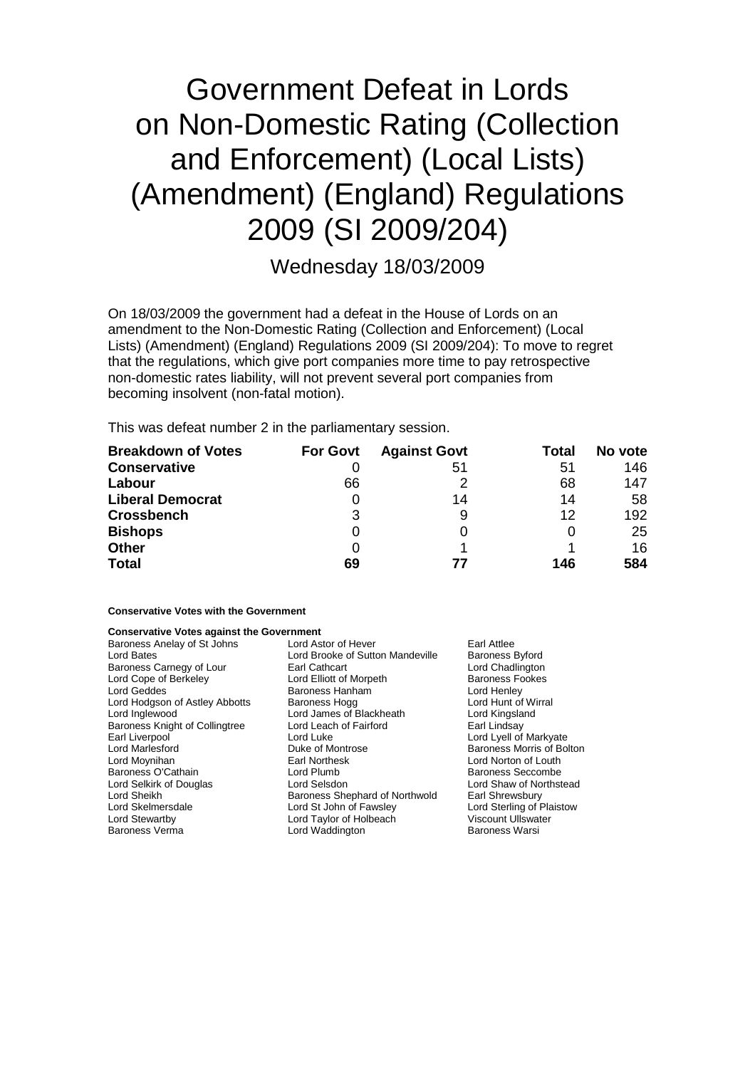# Government Defeat in Lords on Non-Domestic Rating (Collection and Enforcement) (Local Lists) (Amendment) (England) Regulations 2009 (SI 2009/204)

Wednesday 18/03/2009

On 18/03/2009 the government had a defeat in the House of Lords on an amendment to the Non-Domestic Rating (Collection and Enforcement) (Local Lists) (Amendment) (England) Regulations 2009 (SI 2009/204): To move to regret that the regulations, which give port companies more time to pay retrospective non-domestic rates liability, will not prevent several port companies from becoming insolvent (non-fatal motion).

This was defeat number 2 in the parliamentary session.

| Breakdown of Votes | For Govt | Against Govt | Total | No vote |
|---|---|---|---|---|
| **Conservative** | 0 | 51 | 51 | 146 |
| **Labour** | 66 | 2 | 68 | 147 |
| **Liberal Democrat** | 0 | 14 | 14 | 58 |
| **Crossbench** | 3 | 9 | 12 | 192 |
| **Bishops** | 0 | 0 | 0 | 25 |
| **Other** | 0 | 1 | 1 | 16 |
| **Total** | **69** | **77** | **146** | **584** |

**Conservative Votes with the Government**

**Conservative Votes against the Government**

| | | |
|---|---|---|
| Baroness Anelay of St Johns | Lord Astor of Hever | Earl Attlee |
| Lord Bates | Lord Brooke of Sutton Mandeville | Baroness Byford |
| Baroness Carnegy of Lour | Earl Cathcart | Lord Chadlington |
| Lord Cope of Berkeley | Lord Elliott of Morpeth | Baroness Fookes |
| Lord Geddes | Baroness Hanham | Lord Henley |
| Lord Hodgson of Astley Abbotts | Baroness Hogg | Lord Hunt of Wirral |
| Lord Inglewood | Lord James of Blackheath | Lord Kingsland |
| Baroness Knight of Collingtree | Lord Leach of Fairford | Earl Lindsay |
| Earl Liverpool | Lord Luke | Lord Lyell of Markyate |
| Lord Marlesford | Duke of Montrose | Baroness Morris of Bolton |
| Lord Moynihan | Earl Northesk | Lord Norton of Louth |
| Baroness O'Cathain | Lord Plumb | Baroness Seccombe |
| Lord Selkirk of Douglas | Lord Selsdon | Lord Shaw of Northstead |
| Lord Sheikh | Baroness Shephard of Northwold | Earl Shrewsbury |
| Lord Skelmersdale | Lord St John of Fawsley | Lord Sterling of Plaistow |
| Lord Stewartby | Lord Taylor of Holbeach | Viscount Ullswater |
| Baroness Verma | Lord Waddington | Baroness Warsi |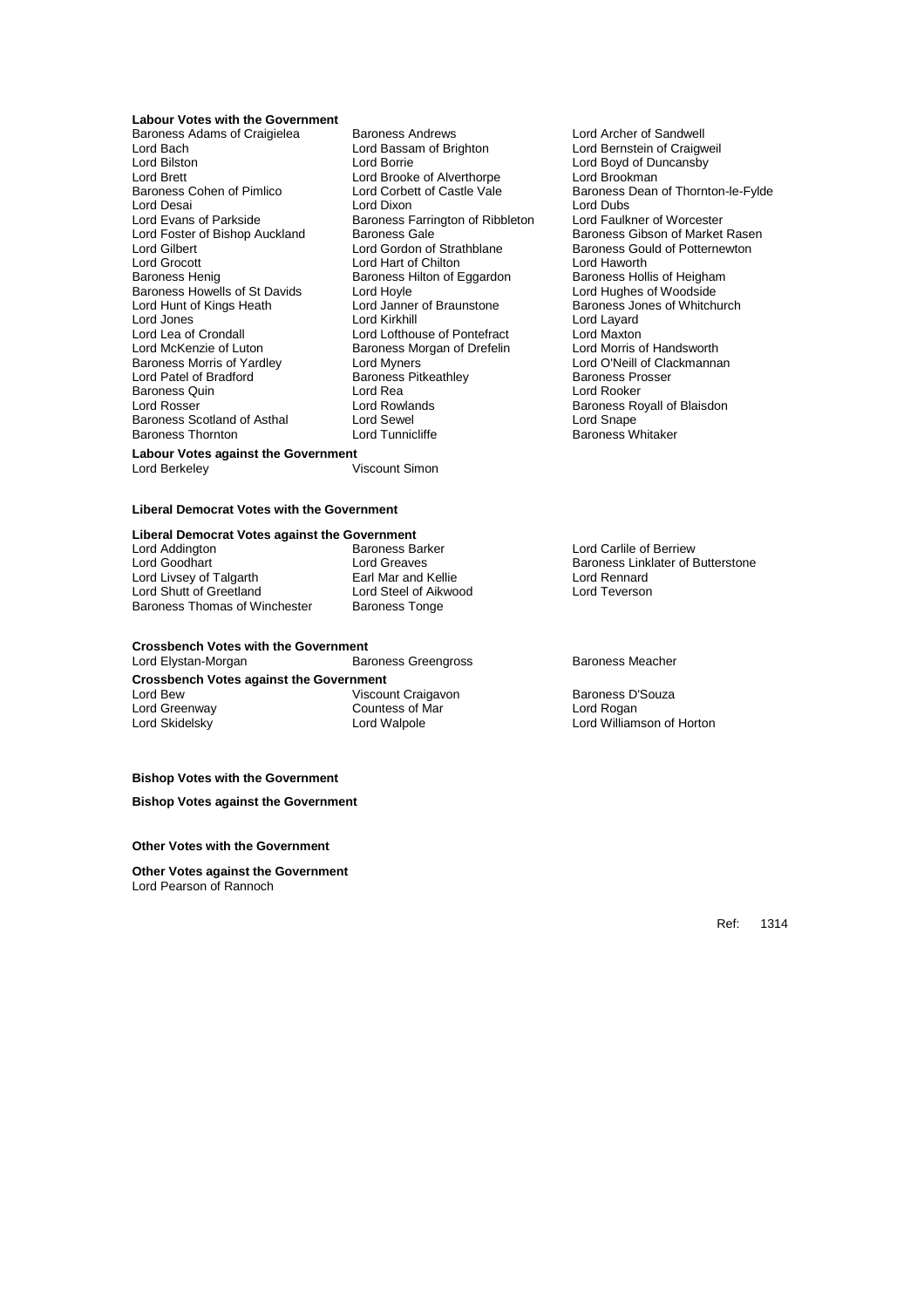**Labour Votes with the Government**

Baroness Adams of Craigielea, Baroness Andrews, Lord Archer of Sandwell, Lord Bach, Lord Bassam of Brighton, Lord Bernstein of Craigweil, Lord Bilston, Lord Borrie, Lord Boyd of Duncansby, Lord Brett, Lord Brooke of Alverthorpe, Lord Brookman, Baroness Cohen of Pimlico, Lord Corbett of Castle Vale, Baroness Dean of Thornton-le-Fylde, Lord Desai, Lord Dixon, Lord Dubs, Lord Evans of Parkside, Baroness Farrington of Ribbleton, Lord Faulkner of Worcester, Lord Foster of Bishop Auckland, Baroness Gale, Baroness Gibson of Market Rasen, Lord Gilbert, Lord Gordon of Strathblane, Baroness Gould of Potternewton, Lord Grocott, Lord Hart of Chilton, Lord Haworth, Baroness Henig, Baroness Hilton of Eggardon, Baroness Hollis of Heigham, Baroness Howells of St Davids, Lord Hoyle, Lord Hughes of Woodside, Lord Hunt of Kings Heath, Lord Janner of Braunstone, Baroness Jones of Whitchurch, Lord Jones, Lord Kirkhill, Lord Layard, Lord Lea of Crondall, Lord Lofthouse of Pontefract, Lord Maxton, Lord McKenzie of Luton, Baroness Morgan of Drefelin, Lord Morris of Handsworth, Baroness Morris of Yardley, Lord Myners, Lord O'Neill of Clackmannan, Lord Patel of Bradford, Baroness Pitkeathley, Baroness Prosser, Baroness Quin, Lord Rea, Lord Rooker, Lord Rosser, Lord Rowlands, Baroness Royall of Blaisdon, Baroness Scotland of Asthal, Lord Sewel, Lord Snape, Baroness Thornton, Lord Tunnicliffe, Baroness Whitaker

**Labour Votes against the Government**

Lord Berkeley, Viscount Simon

**Liberal Democrat Votes with the Government**

**Liberal Democrat Votes against the Government**

Lord Addington, Baroness Barker, Lord Carlile of Berriew, Lord Goodhart, Lord Greaves, Baroness Linklater of Butterstone, Lord Livsey of Talgarth, Earl Mar and Kellie, Lord Rennard, Lord Shutt of Greetland, Lord Steel of Aikwood, Lord Teverson, Baroness Thomas of Winchester, Baroness Tonge

**Crossbench Votes with the Government**

Lord Elystan-Morgan, Baroness Greengross, Baroness Meacher

**Crossbench Votes against the Government**

Lord Bew, Viscount Craigavon, Baroness D'Souza, Lord Greenway, Countess of Mar, Lord Rogan, Lord Skidelsky, Lord Walpole, Lord Williamson of Horton

**Bishop Votes with the Government**

**Bishop Votes against the Government**

**Other Votes with the Government**

**Other Votes against the Government**

Lord Pearson of Rannoch

Ref: 1314